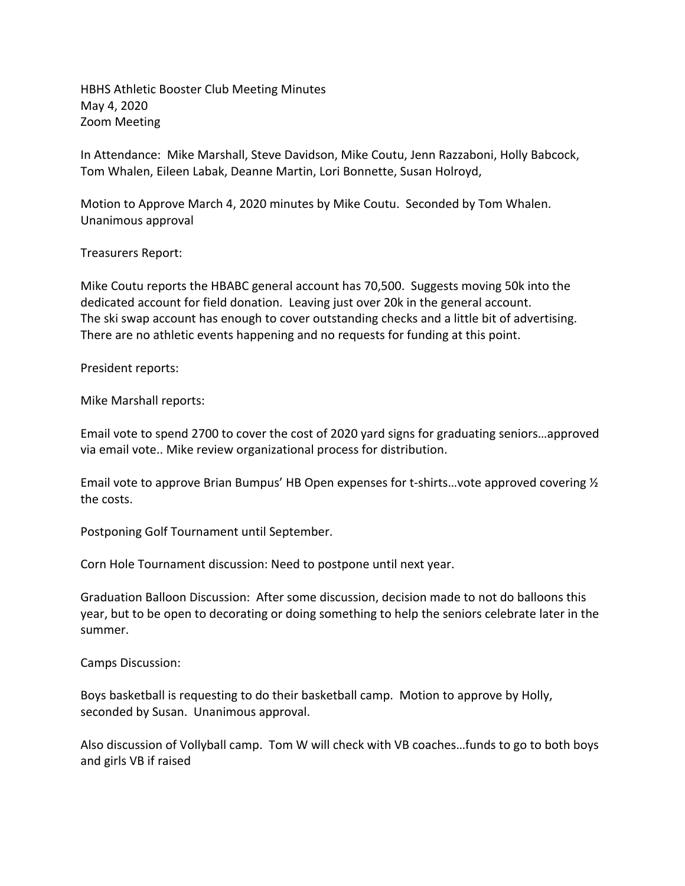HBHS Athletic Booster Club Meeting Minutes
May 4, 2020
Zoom Meeting

In Attendance: Mike Marshall, Steve Davidson, Mike Coutu, Jenn Razzaboni, Holly Babcock, Tom Whalen, Eileen Labak, Deanne Martin, Lori Bonnette, Susan Holroyd,

Motion to Approve March 4, 2020 minutes by Mike Coutu. Seconded by Tom Whalen. Unanimous approval

Treasurers Report:

Mike Coutu reports the HBABC general account has 70,500. Suggests moving 50k into the dedicated account for field donation. Leaving just over 20k in the general account. The ski swap account has enough to cover outstanding checks and a little bit of advertising. There are no athletic events happening and no requests for funding at this point.

President reports:

Mike Marshall reports:

Email vote to spend 2700 to cover the cost of 2020 yard signs for graduating seniors…approved via email vote.. Mike review organizational process for distribution.

Email vote to approve Brian Bumpus' HB Open expenses for t-shirts…vote approved covering ½ the costs.

Postponing Golf Tournament until September.

Corn Hole Tournament discussion: Need to postpone until next year.

Graduation Balloon Discussion: After some discussion, decision made to not do balloons this year, but to be open to decorating or doing something to help the seniors celebrate later in the summer.

Camps Discussion:

Boys basketball is requesting to do their basketball camp. Motion to approve by Holly, seconded by Susan. Unanimous approval.

Also discussion of Vollyball camp. Tom W will check with VB coaches…funds to go to both boys and girls VB if raised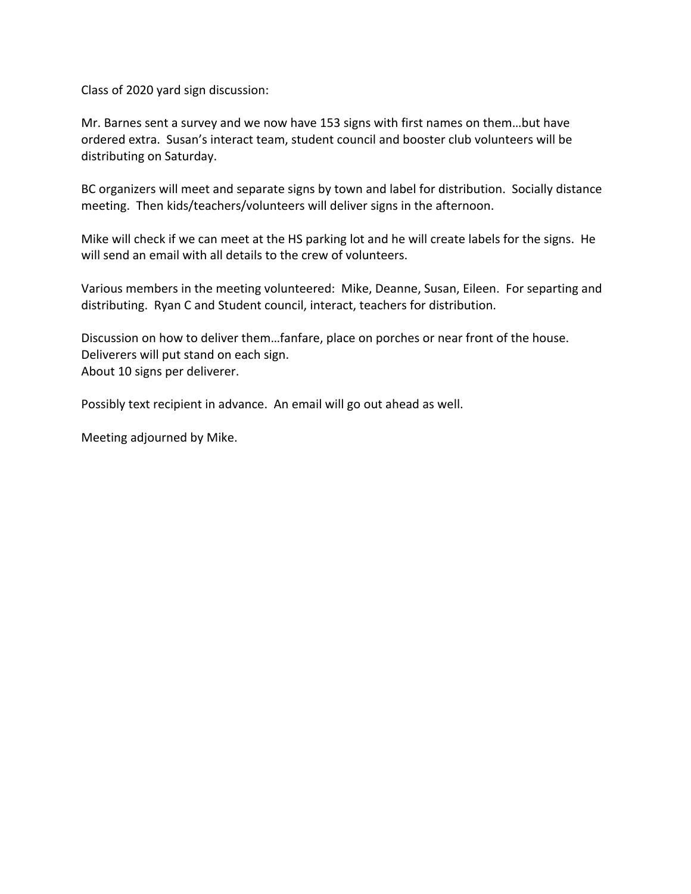Class of 2020 yard sign discussion:

Mr. Barnes sent a survey and we now have 153 signs with first names on them…but have ordered extra. Susan's interact team, student council and booster club volunteers will be distributing on Saturday.

BC organizers will meet and separate signs by town and label for distribution. Socially distance meeting. Then kids/teachers/volunteers will deliver signs in the afternoon.

Mike will check if we can meet at the HS parking lot and he will create labels for the signs. He will send an email with all details to the crew of volunteers.

Various members in the meeting volunteered: Mike, Deanne, Susan, Eileen. For separting and distributing. Ryan C and Student council, interact, teachers for distribution.

Discussion on how to deliver them…fanfare, place on porches or near front of the house.
Deliverers will put stand on each sign.
About 10 signs per deliverer.

Possibly text recipient in advance. An email will go out ahead as well.

Meeting adjourned by Mike.